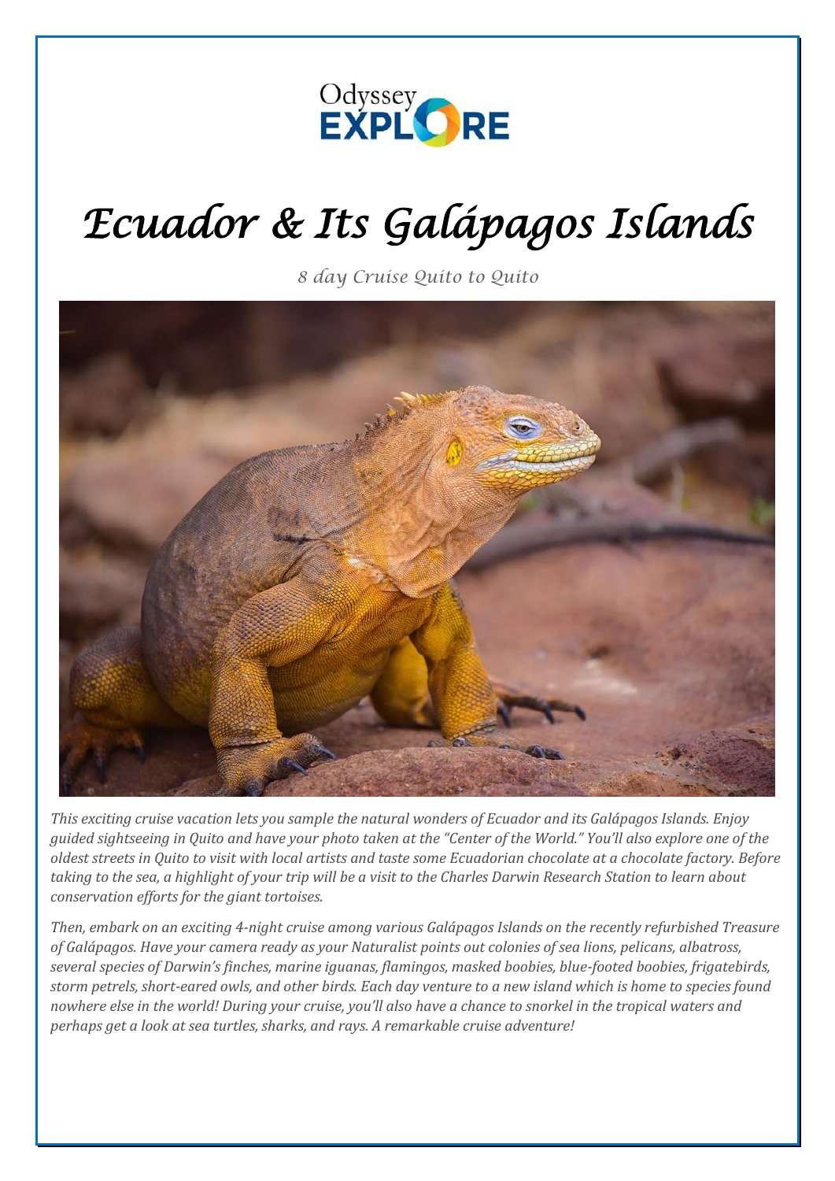Odyssey EXPLORE

# Ecuador & Its Galápagos Islands

*8 day Cruise Quito to Quito*

*This exciting cruise vacation lets you sample the natural wonders of Ecuador and its Galápagos Islands. Enjoy guided sightseeing in Quito and have your photo taken at the "Center of the World." You'll also explore one of the oldest streets in Quito to visit with local artists and taste some Ecuadorian chocolate at a chocolate factory. Before taking to the sea, a highlight of your trip will be a visit to the Charles Darwin Research Station to learn about conservation efforts for the giant tortoises.*

*Then, embark on an exciting 4-night cruise among various Galápagos Islands on the recently refurbished Treasure of Galápagos. Have your camera ready as your Naturalist points out colonies of sea lions, pelicans, albatross, several species of Darwin's finches, marine iguanas, flamingos, masked boobies, blue-footed boobies, frigatebirds, storm petrels, short-eared owls, and other birds. Each day venture to a new island which is home to species found nowhere else in the world! During your cruise, you'll also have a chance to snorkel in the tropical waters and perhaps get a look at sea turtles, sharks, and rays. A remarkable cruise adventure!*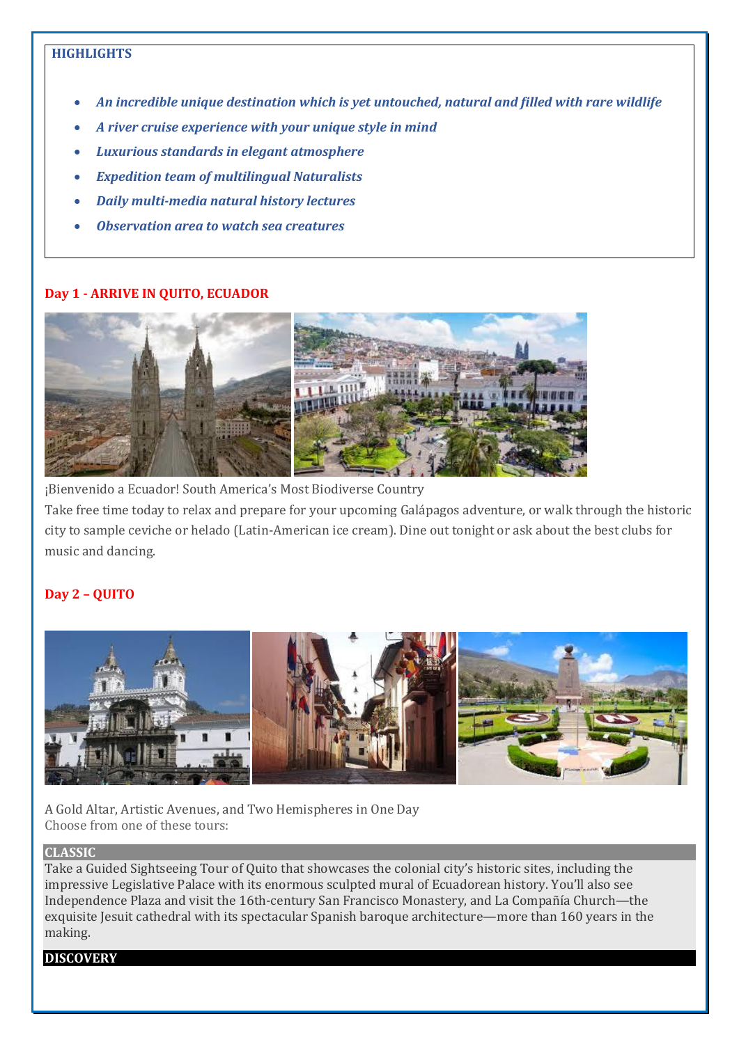**HIGHLIGHTS**

- ***An incredible unique destination which is yet untouched, natural and filled with rare wildlife***
- ***A river cruise experience with your unique style in mind***
- ***Luxurious standards in elegant atmosphere***
- ***Expedition team of multilingual Naturalists***
- ***Daily multi-media natural history lectures***
- ***Observation area to watch sea creatures***

## Day 1 - ARRIVE IN QUITO, ECUADOR

¡Bienvenido a Ecuador! South America's Most Biodiverse Country

Take free time today to relax and prepare for your upcoming Galápagos adventure, or walk through the historic city to sample ceviche or helado (Latin-American ice cream). Dine out tonight or ask about the best clubs for music and dancing.

## Day 2 – QUITO

A Gold Altar, Artistic Avenues, and Two Hemispheres in One Day

Choose from one of these tours:

**CLASSIC**

Take a Guided Sightseeing Tour of Quito that showcases the colonial city's historic sites, including the impressive Legislative Palace with its enormous sculpted mural of Ecuadorean history. You'll also see Independence Plaza and visit the 16th-century San Francisco Monastery, and La Compañía Church—the exquisite Jesuit cathedral with its spectacular Spanish baroque architecture—more than 160 years in the making.

**DISCOVERY**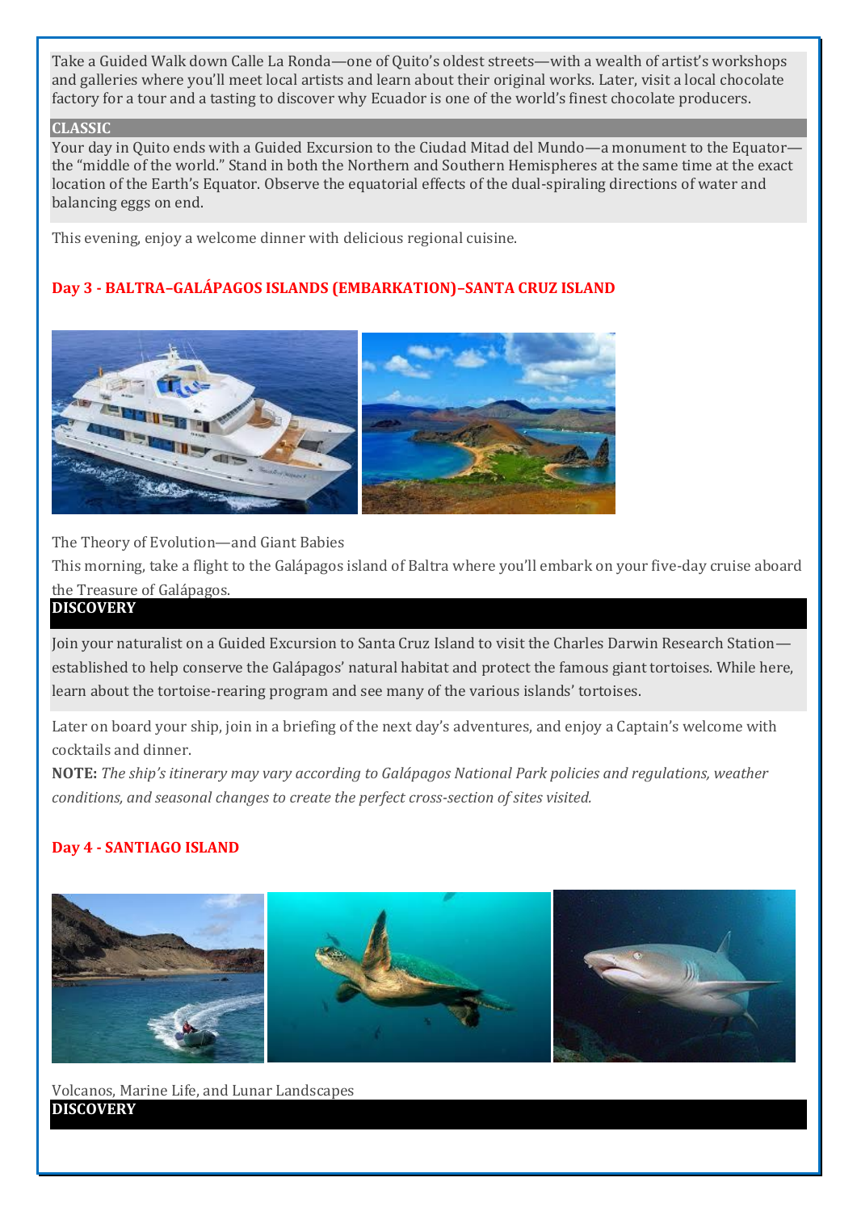Take a Guided Walk down Calle La Ronda—one of Quito's oldest streets—with a wealth of artist's workshops and galleries where you'll meet local artists and learn about their original works. Later, visit a local chocolate factory for a tour and a tasting to discover why Ecuador is one of the world's finest chocolate producers.

**CLASSIC**

Your day in Quito ends with a Guided Excursion to the Ciudad Mitad del Mundo—a monument to the Equator—the "middle of the world." Stand in both the Northern and Southern Hemispheres at the same time at the exact location of the Earth's Equator. Observe the equatorial effects of the dual-spiraling directions of water and balancing eggs on end.

This evening, enjoy a welcome dinner with delicious regional cuisine.

### Day 3 - BALTRA–GALÁPAGOS ISLANDS (EMBARKATION)–SANTA CRUZ ISLAND

The Theory of Evolution—and Giant Babies

This morning, take a flight to the Galápagos island of Baltra where you'll embark on your five-day cruise aboard the Treasure of Galápagos.

**DISCOVERY**

Join your naturalist on a Guided Excursion to Santa Cruz Island to visit the Charles Darwin Research Station—established to help conserve the Galápagos' natural habitat and protect the famous giant tortoises. While here, learn about the tortoise-rearing program and see many of the various islands' tortoises.

Later on board your ship, join in a briefing of the next day's adventures, and enjoy a Captain's welcome with cocktails and dinner.

**NOTE:** *The ship's itinerary may vary according to Galápagos National Park policies and regulations, weather conditions, and seasonal changes to create the perfect cross-section of sites visited.*

### Day 4 - SANTIAGO ISLAND

Volcanos, Marine Life, and Lunar Landscapes

**DISCOVERY**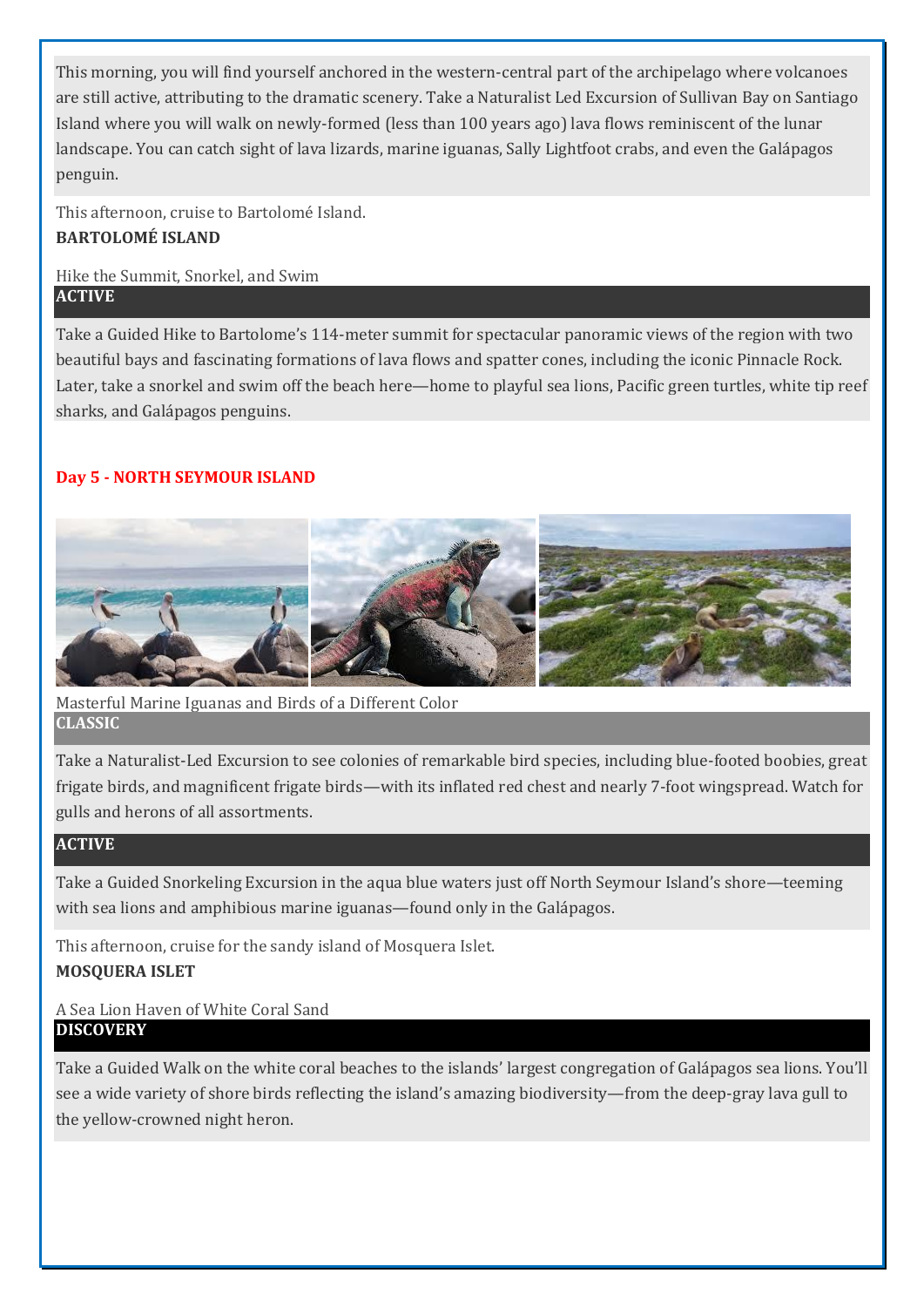This morning, you will find yourself anchored in the western-central part of the archipelago where volcanoes are still active, attributing to the dramatic scenery. Take a Naturalist Led Excursion of Sullivan Bay on Santiago Island where you will walk on newly-formed (less than 100 years ago) lava flows reminiscent of the lunar landscape. You can catch sight of lava lizards, marine iguanas, Sally Lightfoot crabs, and even the Galápagos penguin.

This afternoon, cruise to Bartolomé Island.

**BARTOLOMÉ ISLAND**

Hike the Summit, Snorkel, and Swim

**ACTIVE**

Take a Guided Hike to Bartolome's 114-meter summit for spectacular panoramic views of the region with two beautiful bays and fascinating formations of lava flows and spatter cones, including the iconic Pinnacle Rock. Later, take a snorkel and swim off the beach here—home to playful sea lions, Pacific green turtles, white tip reef sharks, and Galápagos penguins.

## Day 5 - NORTH SEYMOUR ISLAND

Masterful Marine Iguanas and Birds of a Different Color

**CLASSIC**

Take a Naturalist-Led Excursion to see colonies of remarkable bird species, including blue-footed boobies, great frigate birds, and magnificent frigate birds—with its inflated red chest and nearly 7-foot wingspread. Watch for gulls and herons of all assortments.

**ACTIVE**

Take a Guided Snorkeling Excursion in the aqua blue waters just off North Seymour Island's shore—teeming with sea lions and amphibious marine iguanas—found only in the Galápagos.

This afternoon, cruise for the sandy island of Mosquera Islet.

**MOSQUERA ISLET**

A Sea Lion Haven of White Coral Sand

**DISCOVERY**

Take a Guided Walk on the white coral beaches to the islands' largest congregation of Galápagos sea lions. You'll see a wide variety of shore birds reflecting the island's amazing biodiversity—from the deep-gray lava gull to the yellow-crowned night heron.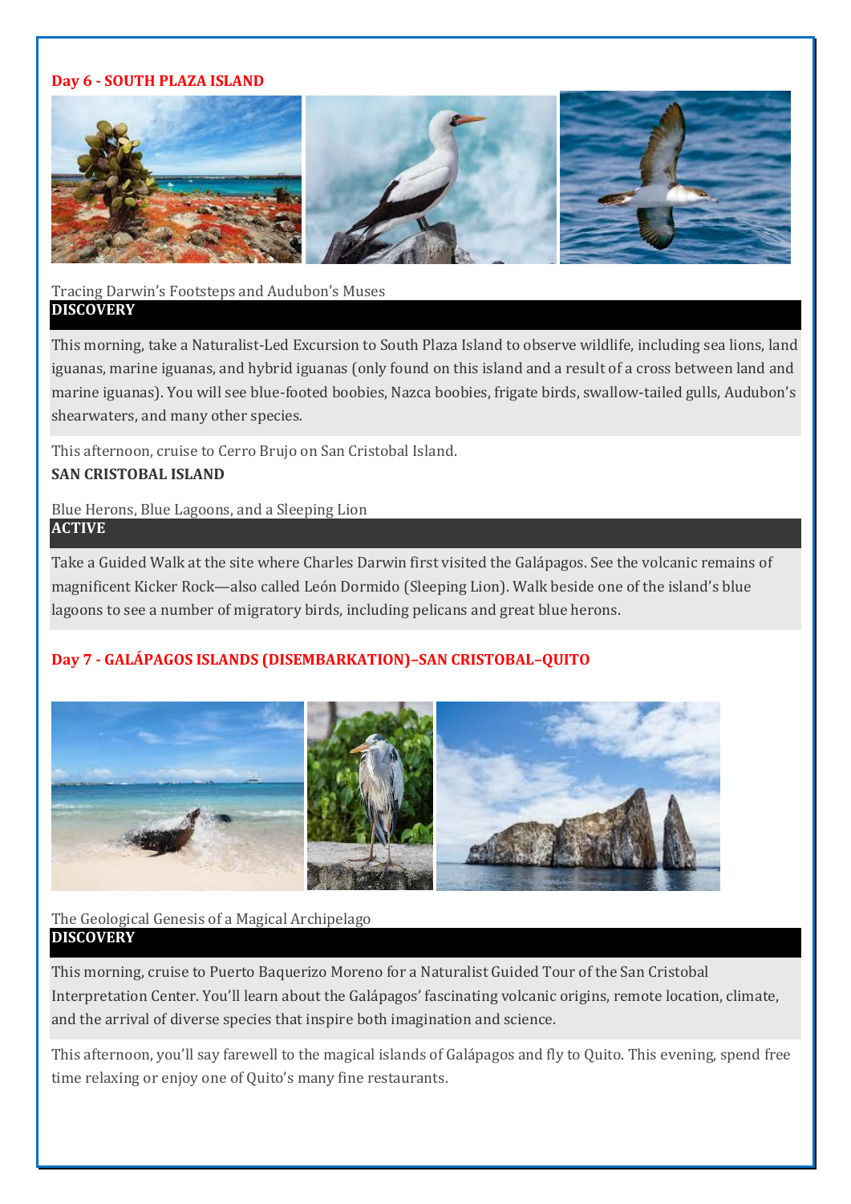## Day 6 - SOUTH PLAZA ISLAND

Tracing Darwin's Footsteps and Audubon's Muses

**DISCOVERY**

This morning, take a Naturalist-Led Excursion to South Plaza Island to observe wildlife, including sea lions, land iguanas, marine iguanas, and hybrid iguanas (only found on this island and a result of a cross between land and marine iguanas). You will see blue-footed boobies, Nazca boobies, frigate birds, swallow-tailed gulls, Audubon's shearwaters, and many other species.

This afternoon, cruise to Cerro Brujo on San Cristobal Island.

**SAN CRISTOBAL ISLAND**

Blue Herons, Blue Lagoons, and a Sleeping Lion

**ACTIVE**

Take a Guided Walk at the site where Charles Darwin first visited the Galápagos. See the volcanic remains of magnificent Kicker Rock—also called León Dormido (Sleeping Lion). Walk beside one of the island's blue lagoons to see a number of migratory birds, including pelicans and great blue herons.

## Day 7 - GALÁPAGOS ISLANDS (DISEMBARKATION)–SAN CRISTOBAL–QUITO

The Geological Genesis of a Magical Archipelago

**DISCOVERY**

This morning, cruise to Puerto Baquerizo Moreno for a Naturalist Guided Tour of the San Cristobal Interpretation Center. You'll learn about the Galápagos' fascinating volcanic origins, remote location, climate, and the arrival of diverse species that inspire both imagination and science.

This afternoon, you'll say farewell to the magical islands of Galápagos and fly to Quito. This evening, spend free time relaxing or enjoy one of Quito's many fine restaurants.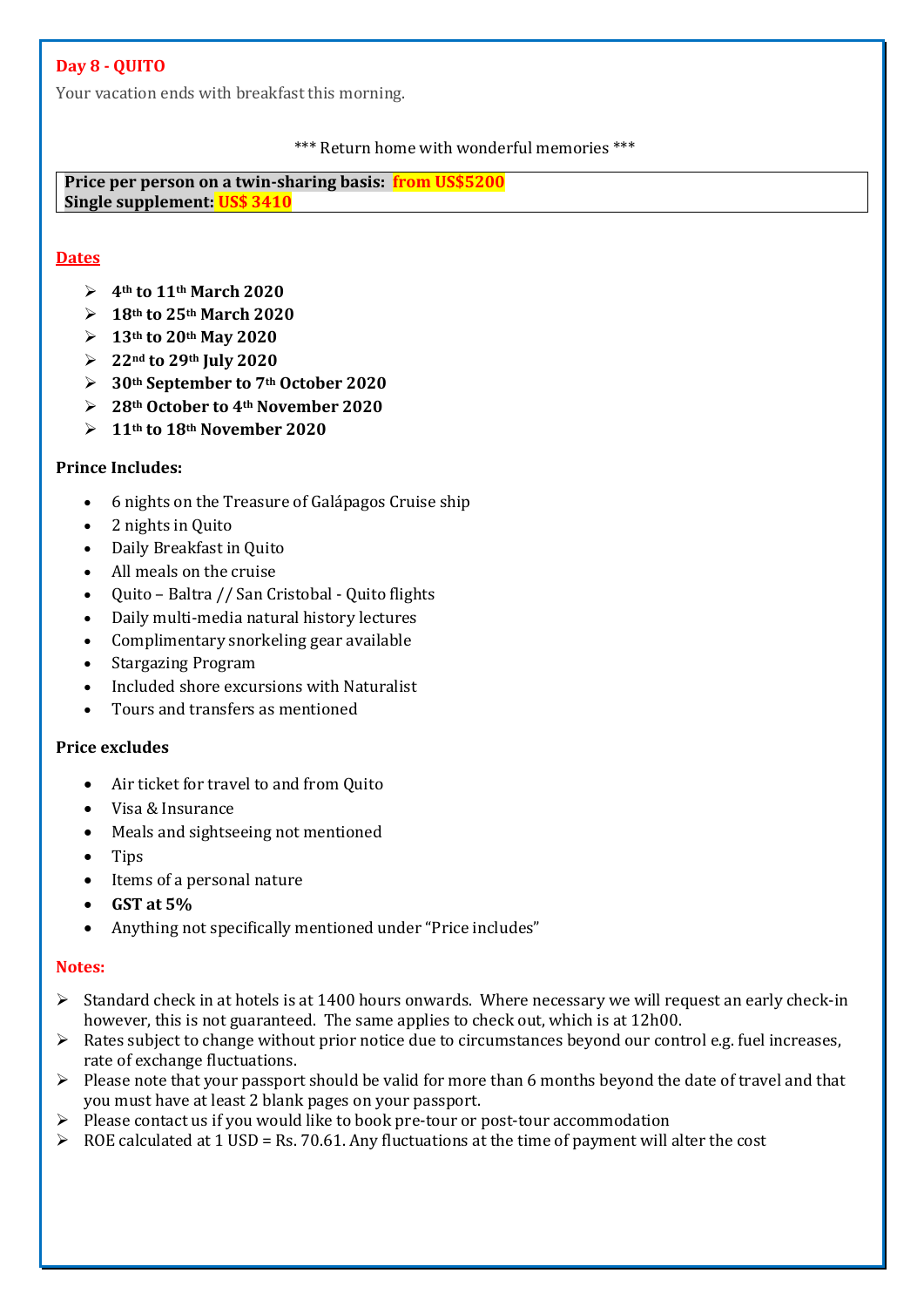**Day 8 - QUITO**

Your vacation ends with breakfast this morning.

\*\*\* Return home with wonderful memories \*\*\*

| **Price per person on a twin-sharing basis: from US$5200** |
|---|
| **Single supplement: US$ 3410** |

**Dates**

- **4th to 11th March 2020**
- **18th to 25th March 2020**
- **13th to 20th May 2020**
- **22nd to 29th July 2020**
- **30th September to 7th October 2020**
- **28th October to 4th November 2020**
- **11th to 18th November 2020**

**Prince Includes:**

- 6 nights on the Treasure of Galápagos Cruise ship
- 2 nights in Quito
- Daily Breakfast in Quito
- All meals on the cruise
- Quito – Baltra // San Cristobal - Quito flights
- Daily multi-media natural history lectures
- Complimentary snorkeling gear available
- Stargazing Program
- Included shore excursions with Naturalist
- Tours and transfers as mentioned

**Price excludes**

- Air ticket for travel to and from Quito
- Visa & Insurance
- Meals and sightseeing not mentioned
- Tips
- Items of a personal nature
- **GST at 5%**
- Anything not specifically mentioned under "Price includes"

**Notes:**

- Standard check in at hotels is at 1400 hours onwards. Where necessary we will request an early check-in however, this is not guaranteed. The same applies to check out, which is at 12h00.
- Rates subject to change without prior notice due to circumstances beyond our control e.g. fuel increases, rate of exchange fluctuations.
- Please note that your passport should be valid for more than 6 months beyond the date of travel and that you must have at least 2 blank pages on your passport.
- Please contact us if you would like to book pre-tour or post-tour accommodation
- ROE calculated at 1 USD = Rs. 70.61. Any fluctuations at the time of payment will alter the cost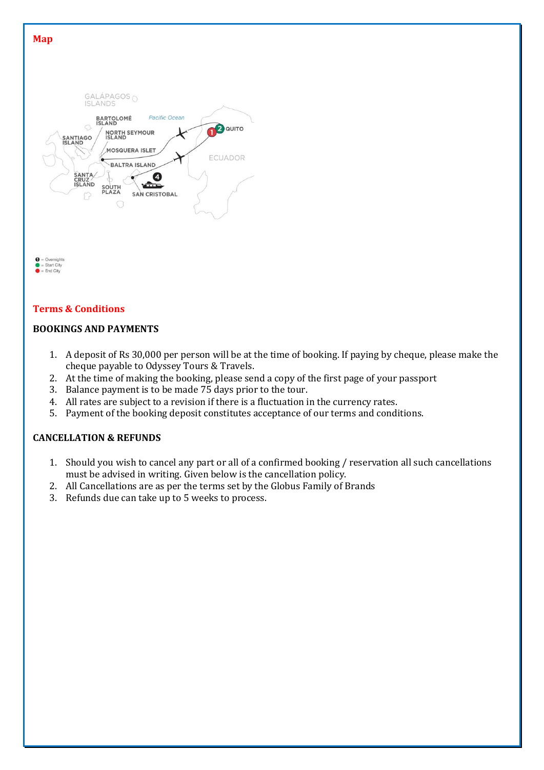## Map

GALÁPAGOS ISLANDS
BARTOLOMÉ ISLAND
Pacific Ocean
QUITO
SANTIAGO ISLAND
NORTH SEYMOUR ISLAND
MOSQUERA ISLET
ECUADOR
BALTRA ISLAND
SANTA CRUZ ISLAND
SOUTH PLAZA
SAN CRISTOBAL

= Overnights
= Start City
= End City

## Terms & Conditions

### BOOKINGS AND PAYMENTS

1. A deposit of Rs 30,000 per person will be at the time of booking. If paying by cheque, please make the cheque payable to Odyssey Tours & Travels.
2. At the time of making the booking, please send a copy of the first page of your passport
3. Balance payment is to be made 75 days prior to the tour.
4. All rates are subject to a revision if there is a fluctuation in the currency rates.
5. Payment of the booking deposit constitutes acceptance of our terms and conditions.

### CANCELLATION & REFUNDS

1. Should you wish to cancel any part or all of a confirmed booking / reservation all such cancellations must be advised in writing. Given below is the cancellation policy.
2. All Cancellations are as per the terms set by the Globus Family of Brands
3. Refunds due can take up to 5 weeks to process.